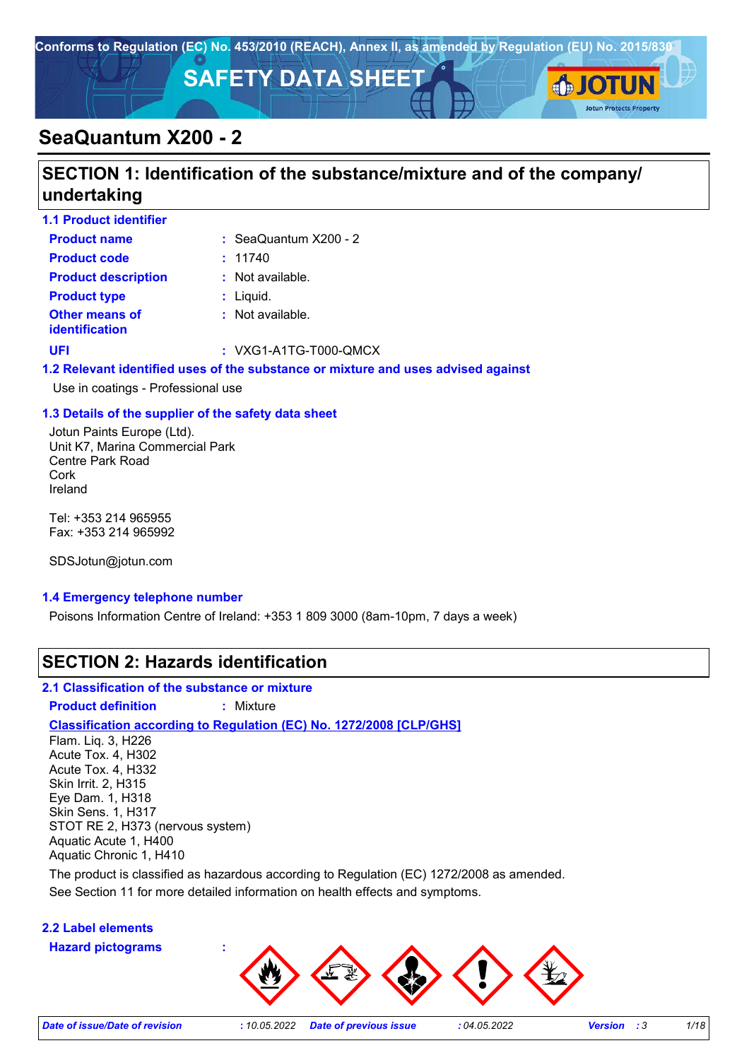Conforms to Regulation (EC) No. 453/2010 (REACH), Annex II, as amended by Regulation (EU) No. 2015/830

# SAFETY DATA SHEET

# SeaQuantum X200 - 2

## SECTION 1: Identification of the substance/mixture and of the company/undertaking

### 1.1 Product identifier

| | |
|---|---|
| **Product name** | : SeaQuantum X200 - 2 |
| **Product code** | : 11740 |
| **Product description** | : Not available. |
| **Product type** | : Liquid. |
| **Other means of identification** | : Not available. |
| **UFI** | : VXG1-A1TG-T000-QMCX |

### 1.2 Relevant identified uses of the substance or mixture and uses advised against

Use in coatings - Professional use

### 1.3 Details of the supplier of the safety data sheet

Jotun Paints Europe (Ltd).
Unit K7, Marina Commercial Park
Centre Park Road
Cork
Ireland

Tel: +353 214 965955
Fax: +353 214 965992

SDSJotun@jotun.com

### 1.4 Emergency telephone number

Poisons Information Centre of Ireland: +353 1 809 3000 (8am-10pm, 7 days a week)

## SECTION 2: Hazards identification

### 2.1 Classification of the substance or mixture

**Product definition** : Mixture

**Classification according to Regulation (EC) No. 1272/2008 [CLP/GHS]**

Flam. Liq. 3, H226
Acute Tox. 4, H302
Acute Tox. 4, H332
Skin Irrit. 2, H315
Eye Dam. 1, H318
Skin Sens. 1, H317
STOT RE 2, H373 (nervous system)
Aquatic Acute 1, H400
Aquatic Chronic 1, H410

The product is classified as hazardous according to Regulation (EC) 1272/2008 as amended.
See Section 11 for more detailed information on health effects and symptoms.

### 2.2 Label elements

**Hazard pictograms** :

*Date of issue/Date of revision* : 10.05.2022 *Date of previous issue* : 04.05.2022 *Version* : 3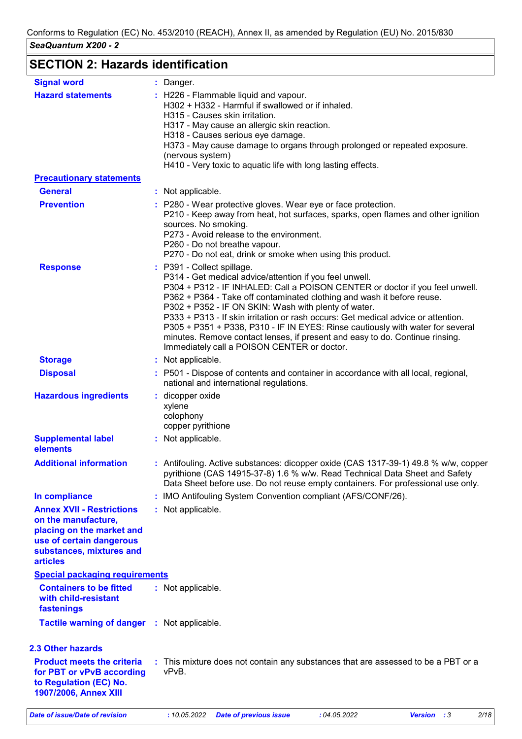## SECTION 2: Hazards identification

| | | |
|---|---|---|
| **Signal word** | : | Danger. |
| **Hazard statements** | : | H226 - Flammable liquid and vapour.<br>H302 + H332 - Harmful if swallowed or if inhaled.<br>H315 - Causes skin irritation.<br>H317 - May cause an allergic skin reaction.<br>H318 - Causes serious eye damage.<br>H373 - May cause damage to organs through prolonged or repeated exposure. (nervous system)<br>H410 - Very toxic to aquatic life with long lasting effects. |

**Precautionary statements**

| | | |
|---|---|---|
| **General** | : | Not applicable. |
| **Prevention** | : | P280 - Wear protective gloves. Wear eye or face protection.<br>P210 - Keep away from heat, hot surfaces, sparks, open flames and other ignition sources. No smoking.<br>P273 - Avoid release to the environment.<br>P260 - Do not breathe vapour.<br>P270 - Do not eat, drink or smoke when using this product. |
| **Response** | : | P391 - Collect spillage.<br>P314 - Get medical advice/attention if you feel unwell.<br>P304 + P312 - IF INHALED: Call a POISON CENTER or doctor if you feel unwell.<br>P362 + P364 - Take off contaminated clothing and wash it before reuse.<br>P302 + P352 - IF ON SKIN: Wash with plenty of water.<br>P333 + P313 - If skin irritation or rash occurs: Get medical advice or attention.<br>P305 + P351 + P338, P310 - IF IN EYES: Rinse cautiously with water for several minutes. Remove contact lenses, if present and easy to do. Continue rinsing. Immediately call a POISON CENTER or doctor. |
| **Storage** | : | Not applicable. |
| **Disposal** | : | P501 - Dispose of contents and container in accordance with all local, regional, national and international regulations. |

| | | |
|---|---|---|
| **Hazardous ingredients** | : | dicopper oxide<br>xylene<br>colophony<br>copper pyrithione |
| **Supplemental label elements** | : | Not applicable. |
| **Additional information** | : | Antifouling. Active substances: dicopper oxide (CAS 1317-39-1) 49.8 % w/w, copper pyrithione (CAS 14915-37-8) 1.6 % w/w. Read Technical Data Sheet and Safety Data Sheet before use. Do not reuse empty containers. For professional use only. |
| **In compliance** | : | IMO Antifouling System Convention compliant (AFS/CONF/26). |
| **Annex XVII - Restrictions on the manufacture, placing on the market and use of certain dangerous substances, mixtures and articles** | : | Not applicable. |

**Special packaging requirements**

| | | |
|---|---|---|
| **Containers to be fitted with child-resistant fastenings** | : | Not applicable. |
| **Tactile warning of danger** | : | Not applicable. |

### 2.3 Other hazards

| | | |
|---|---|---|
| **Product meets the criteria for PBT or vPvB according to Regulation (EC) No. 1907/2006, Annex XIII** | : | This mixture does not contain any substances that are assessed to be a PBT or a vPvB. |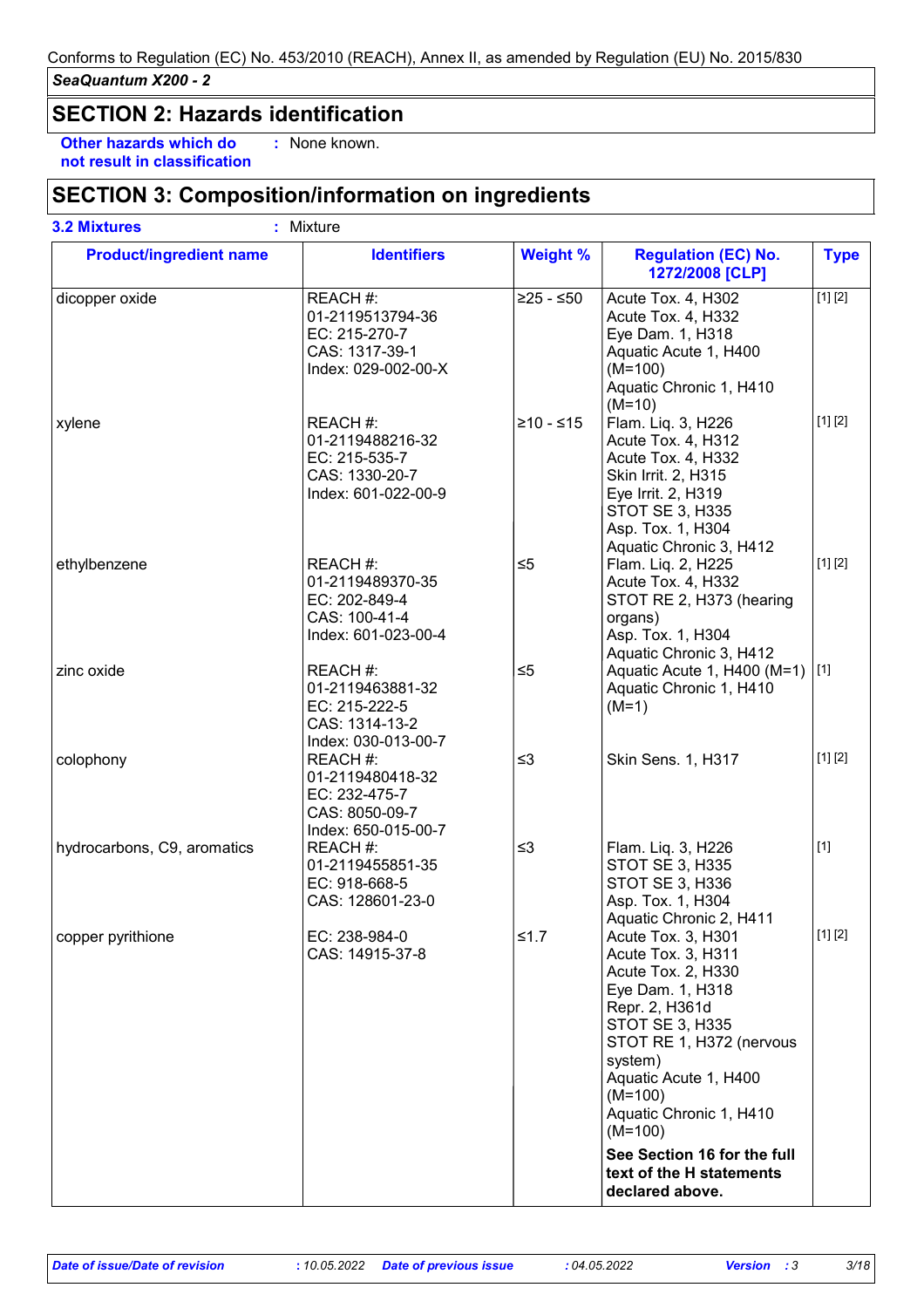## SECTION 2: Hazards identification

**Other hazards which do not result in classification** : None known.

## SECTION 3: Composition/information on ingredients

**3.2 Mixtures** : Mixture

| Product/ingredient name | Identifiers | Weight % | Regulation (EC) No. 1272/2008 [CLP] | Type |
|---|---|---|---|---|
| dicopper oxide | REACH #: 01-2119513794-36<br>EC: 215-270-7<br>CAS: 1317-39-1<br>Index: 029-002-00-X | ≥25 - ≤50 | Acute Tox. 4, H302<br>Acute Tox. 4, H332<br>Eye Dam. 1, H318<br>Aquatic Acute 1, H400 (M=100)<br>Aquatic Chronic 1, H410 (M=10) | [1] [2] |
| xylene | REACH #: 01-2119488216-32<br>EC: 215-535-7<br>CAS: 1330-20-7<br>Index: 601-022-00-9 | ≥10 - ≤15 | Flam. Liq. 3, H226<br>Acute Tox. 4, H312<br>Acute Tox. 4, H332<br>Skin Irrit. 2, H315<br>Eye Irrit. 2, H319<br>STOT SE 3, H335<br>Asp. Tox. 1, H304<br>Aquatic Chronic 3, H412 | [1] [2] |
| ethylbenzene | REACH #: 01-2119489370-35<br>EC: 202-849-4<br>CAS: 100-41-4<br>Index: 601-023-00-4 | ≤5 | Flam. Liq. 2, H225<br>Acute Tox. 4, H332<br>STOT RE 2, H373 (hearing organs)<br>Asp. Tox. 1, H304<br>Aquatic Chronic 3, H412 | [1] [2] |
| zinc oxide | REACH #: 01-2119463881-32<br>EC: 215-222-5<br>CAS: 1314-13-2<br>Index: 030-013-00-7 | ≤5 | Aquatic Acute 1, H400 (M=1)<br>Aquatic Chronic 1, H410 (M=1) | [1] |
| colophony | REACH #: 01-2119480418-32<br>EC: 232-475-7<br>CAS: 8050-09-7<br>Index: 650-015-00-7 | ≤3 | Skin Sens. 1, H317 | [1] [2] |
| hydrocarbons, C9, aromatics | REACH #: 01-2119455851-35<br>EC: 918-668-5<br>CAS: 128601-23-0 | ≤3 | Flam. Liq. 3, H226<br>STOT SE 3, H335<br>STOT SE 3, H336<br>Asp. Tox. 1, H304<br>Aquatic Chronic 2, H411 | [1] |
| copper pyrithione | EC: 238-984-0<br>CAS: 14915-37-8 | ≤1.7 | Acute Tox. 3, H301<br>Acute Tox. 3, H311<br>Acute Tox. 2, H330<br>Eye Dam. 1, H318<br>Repr. 2, H361d<br>STOT SE 3, H335<br>STOT RE 1, H372 (nervous system)<br>Aquatic Acute 1, H400 (M=100)<br>Aquatic Chronic 1, H410 (M=100)<br>**See Section 16 for the full text of the H statements declared above.** | [1] [2] |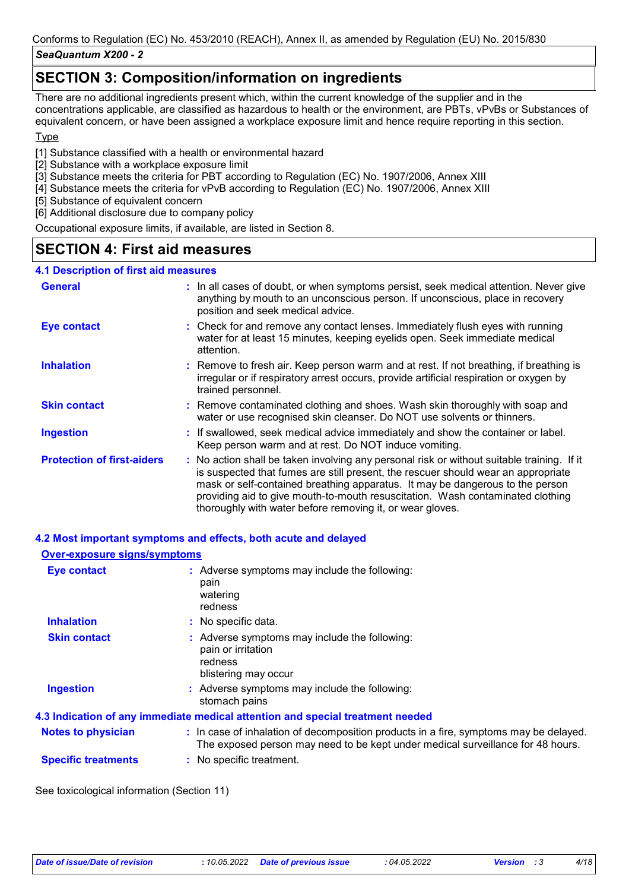## SECTION 3: Composition/information on ingredients

There are no additional ingredients present which, within the current knowledge of the supplier and in the concentrations applicable, are classified as hazardous to health or the environment, are PBTs, vPvBs or Substances of equivalent concern, or have been assigned a workplace exposure limit and hence require reporting in this section.

Type

[1] Substance classified with a health or environmental hazard
[2] Substance with a workplace exposure limit
[3] Substance meets the criteria for PBT according to Regulation (EC) No. 1907/2006, Annex XIII
[4] Substance meets the criteria for vPvB according to Regulation (EC) No. 1907/2006, Annex XIII
[5] Substance of equivalent concern
[6] Additional disclosure due to company policy

Occupational exposure limits, if available, are listed in Section 8.

## SECTION 4: First aid measures

### 4.1 Description of first aid measures

**General** : In all cases of doubt, or when symptoms persist, seek medical attention. Never give anything by mouth to an unconscious person. If unconscious, place in recovery position and seek medical advice.

**Eye contact** : Check for and remove any contact lenses. Immediately flush eyes with running water for at least 15 minutes, keeping eyelids open. Seek immediate medical attention.

**Inhalation** : Remove to fresh air. Keep person warm and at rest. If not breathing, if breathing is irregular or if respiratory arrest occurs, provide artificial respiration or oxygen by trained personnel.

**Skin contact** : Remove contaminated clothing and shoes. Wash skin thoroughly with soap and water or use recognised skin cleanser. Do NOT use solvents or thinners.

**Ingestion** : If swallowed, seek medical advice immediately and show the container or label. Keep person warm and at rest. Do NOT induce vomiting.

**Protection of first-aiders** : No action shall be taken involving any personal risk or without suitable training. If it is suspected that fumes are still present, the rescuer should wear an appropriate mask or self-contained breathing apparatus. It may be dangerous to the person providing aid to give mouth-to-mouth resuscitation. Wash contaminated clothing thoroughly with water before removing it, or wear gloves.

### 4.2 Most important symptoms and effects, both acute and delayed

**Over-exposure signs/symptoms**

**Eye contact** : Adverse symptoms may include the following:
pain
watering
redness

**Inhalation** : No specific data.

**Skin contact** : Adverse symptoms may include the following:
pain or irritation
redness
blistering may occur

**Ingestion** : Adverse symptoms may include the following:
stomach pains

### 4.3 Indication of any immediate medical attention and special treatment needed

**Notes to physician** : In case of inhalation of decomposition products in a fire, symptoms may be delayed. The exposed person may need to be kept under medical surveillance for 48 hours.

**Specific treatments** : No specific treatment.

See toxicological information (Section 11)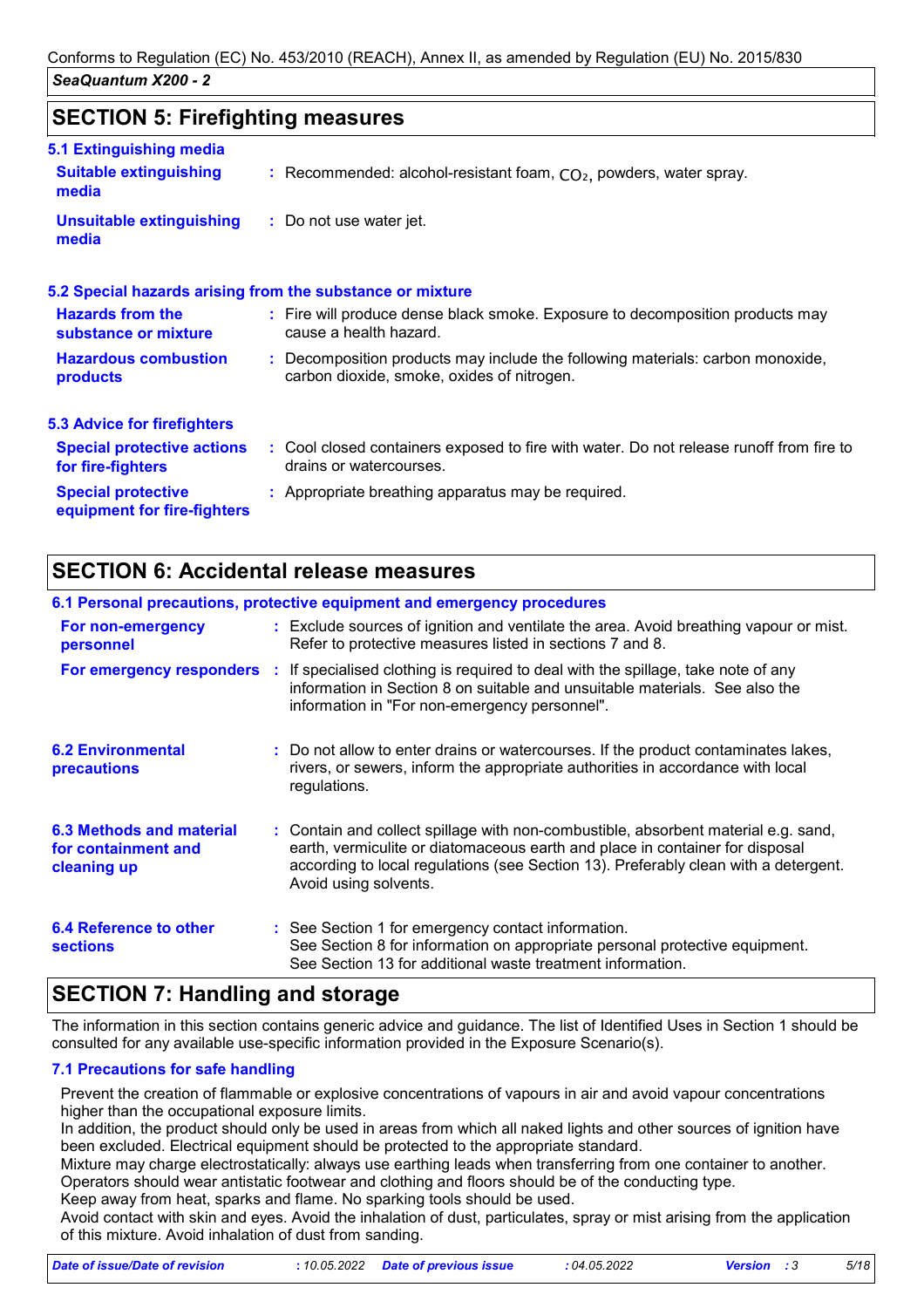## SECTION 5: Firefighting measures

### 5.1 Extinguishing media

**Suitable extinguishing media** : Recommended: alcohol-resistant foam, $CO_2$, powders, water spray.

**Unsuitable extinguishing media** : Do not use water jet.

### 5.2 Special hazards arising from the substance or mixture

**Hazards from the substance or mixture** : Fire will produce dense black smoke. Exposure to decomposition products may cause a health hazard.

**Hazardous combustion products** : Decomposition products may include the following materials: carbon monoxide, carbon dioxide, smoke, oxides of nitrogen.

### 5.3 Advice for firefighters

**Special protective actions for fire-fighters** : Cool closed containers exposed to fire with water. Do not release runoff from fire to drains or watercourses.

**Special protective equipment for fire-fighters** : Appropriate breathing apparatus may be required.

## SECTION 6: Accidental release measures

### 6.1 Personal precautions, protective equipment and emergency procedures

**For non-emergency personnel** : Exclude sources of ignition and ventilate the area. Avoid breathing vapour or mist. Refer to protective measures listed in sections 7 and 8.

**For emergency responders** : If specialised clothing is required to deal with the spillage, take note of any information in Section 8 on suitable and unsuitable materials. See also the information in "For non-emergency personnel".

### 6.2 Environmental precautions

: Do not allow to enter drains or watercourses. If the product contaminates lakes, rivers, or sewers, inform the appropriate authorities in accordance with local regulations.

### 6.3 Methods and material for containment and cleaning up

: Contain and collect spillage with non-combustible, absorbent material e.g. sand, earth, vermiculite or diatomaceous earth and place in container for disposal according to local regulations (see Section 13). Preferably clean with a detergent. Avoid using solvents.

### 6.4 Reference to other sections

: See Section 1 for emergency contact information.
See Section 8 for information on appropriate personal protective equipment.
See Section 13 for additional waste treatment information.

## SECTION 7: Handling and storage

The information in this section contains generic advice and guidance. The list of Identified Uses in Section 1 should be consulted for any available use-specific information provided in the Exposure Scenario(s).

### 7.1 Precautions for safe handling

Prevent the creation of flammable or explosive concentrations of vapours in air and avoid vapour concentrations higher than the occupational exposure limits.
In addition, the product should only be used in areas from which all naked lights and other sources of ignition have been excluded. Electrical equipment should be protected to the appropriate standard.
Mixture may charge electrostatically: always use earthing leads when transferring from one container to another. Operators should wear antistatic footwear and clothing and floors should be of the conducting type.
Keep away from heat, sparks and flame. No sparking tools should be used.
Avoid contact with skin and eyes. Avoid the inhalation of dust, particulates, spray or mist arising from the application of this mixture. Avoid inhalation of dust from sanding.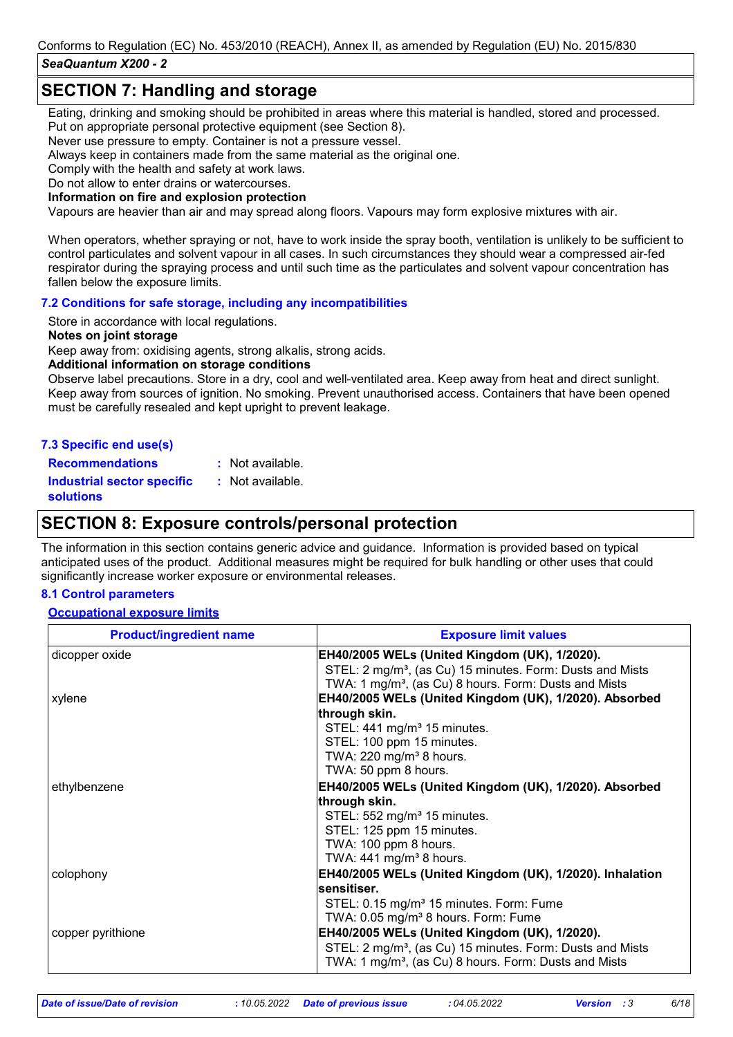## SECTION 7: Handling and storage

Eating, drinking and smoking should be prohibited in areas where this material is handled, stored and processed. Put on appropriate personal protective equipment (see Section 8).
Never use pressure to empty. Container is not a pressure vessel.
Always keep in containers made from the same material as the original one.
Comply with the health and safety at work laws.
Do not allow to enter drains or watercourses.

**Information on fire and explosion protection**

Vapours are heavier than air and may spread along floors. Vapours may form explosive mixtures with air.

When operators, whether spraying or not, have to work inside the spray booth, ventilation is unlikely to be sufficient to control particulates and solvent vapour in all cases. In such circumstances they should wear a compressed air-fed respirator during the spraying process and until such time as the particulates and solvent vapour concentration has fallen below the exposure limits.

### 7.2 Conditions for safe storage, including any incompatibilities

Store in accordance with local regulations.

**Notes on joint storage**

Keep away from: oxidising agents, strong alkalis, strong acids.

**Additional information on storage conditions**

Observe label precautions. Store in a dry, cool and well-ventilated area. Keep away from heat and direct sunlight. Keep away from sources of ignition. No smoking. Prevent unauthorised access. Containers that have been opened must be carefully resealed and kept upright to prevent leakage.

### 7.3 Specific end use(s)

**Recommendations** : Not available.

**Industrial sector specific solutions** : Not available.

## SECTION 8: Exposure controls/personal protection

The information in this section contains generic advice and guidance. Information is provided based on typical anticipated uses of the product. Additional measures might be required for bulk handling or other uses that could significantly increase worker exposure or environmental releases.

### 8.1 Control parameters

**Occupational exposure limits**

| Product/ingredient name | Exposure limit values |
| --- | --- |
| dicopper oxide | **EH40/2005 WELs (United Kingdom (UK), 1/2020).**<br>STEL: 2 mg/m³, (as Cu) 15 minutes. Form: Dusts and Mists<br>TWA: 1 mg/m³, (as Cu) 8 hours. Form: Dusts and Mists |
| xylene | **EH40/2005 WELs (United Kingdom (UK), 1/2020). Absorbed through skin.**<br>STEL: 441 mg/m³ 15 minutes.<br>STEL: 100 ppm 15 minutes.<br>TWA: 220 mg/m³ 8 hours.<br>TWA: 50 ppm 8 hours. |
| ethylbenzene | **EH40/2005 WELs (United Kingdom (UK), 1/2020). Absorbed through skin.**<br>STEL: 552 mg/m³ 15 minutes.<br>STEL: 125 ppm 15 minutes.<br>TWA: 100 ppm 8 hours.<br>TWA: 441 mg/m³ 8 hours. |
| colophony | **EH40/2005 WELs (United Kingdom (UK), 1/2020). Inhalation sensitiser.**<br>STEL: 0.15 mg/m³ 15 minutes. Form: Fume<br>TWA: 0.05 mg/m³ 8 hours. Form: Fume |
| copper pyrithione | **EH40/2005 WELs (United Kingdom (UK), 1/2020).**<br>STEL: 2 mg/m³, (as Cu) 15 minutes. Form: Dusts and Mists<br>TWA: 1 mg/m³, (as Cu) 8 hours. Form: Dusts and Mists |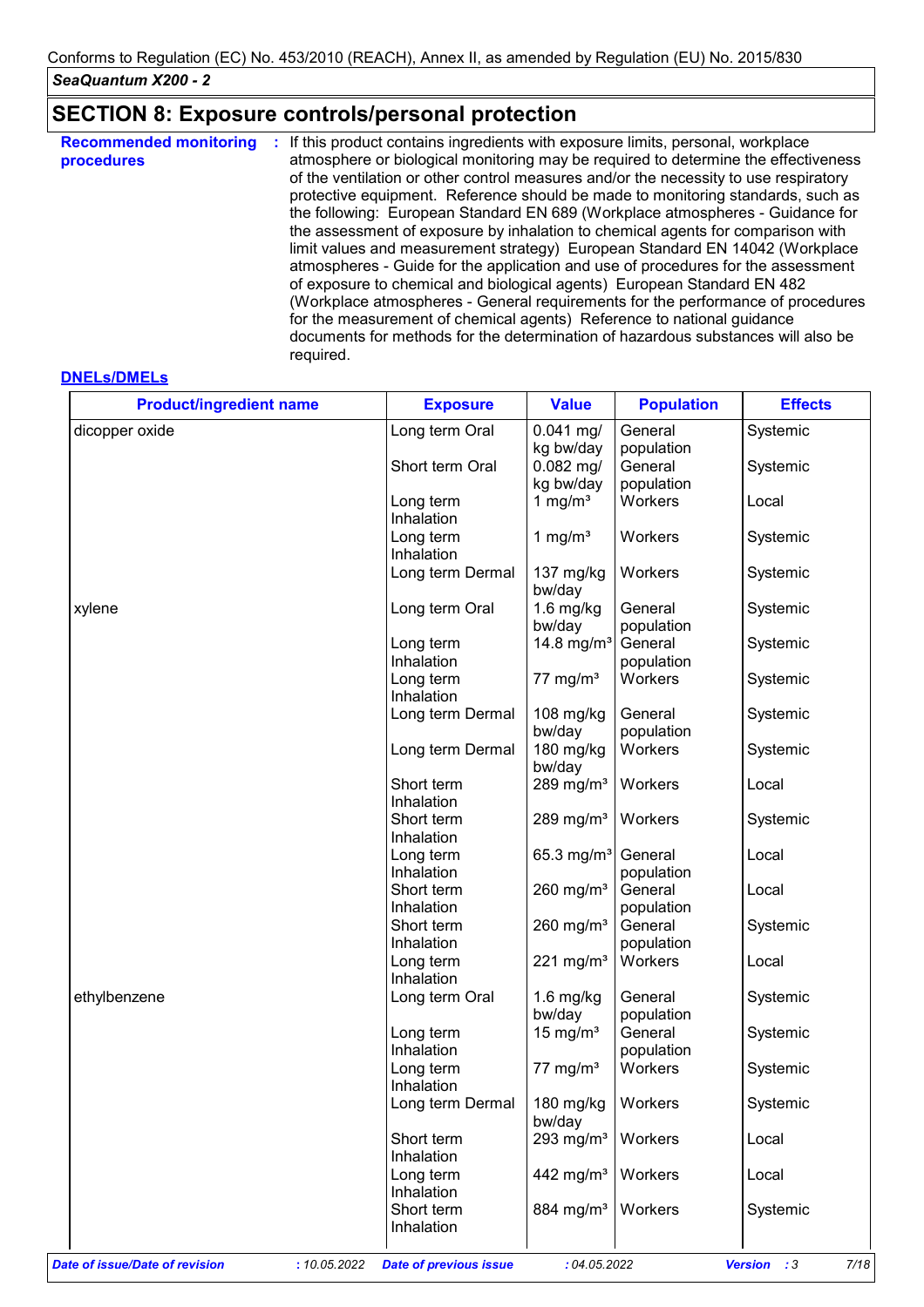## SECTION 8: Exposure controls/personal protection

**Recommended monitoring procedures** : If this product contains ingredients with exposure limits, personal, workplace atmosphere or biological monitoring may be required to determine the effectiveness of the ventilation or other control measures and/or the necessity to use respiratory protective equipment. Reference should be made to monitoring standards, such as the following: European Standard EN 689 (Workplace atmospheres - Guidance for the assessment of exposure by inhalation to chemical agents for comparison with limit values and measurement strategy) European Standard EN 14042 (Workplace atmospheres - Guide for the application and use of procedures for the assessment of exposure to chemical and biological agents) European Standard EN 482 (Workplace atmospheres - General requirements for the performance of procedures for the measurement of chemical agents) Reference to national guidance documents for methods for the determination of hazardous substances will also be required.

**DNELs/DMELs**

| Product/ingredient name | Exposure | Value | Population | Effects |
|---|---|---|---|---|
| dicopper oxide | Long term Oral | 0.041 mg/kg bw/day | General population | Systemic |
| | Short term Oral | 0.082 mg/kg bw/day | General population | Systemic |
| | Long term Inhalation | 1 mg/m³ | Workers | Local |
| | Long term Inhalation | 1 mg/m³ | Workers | Systemic |
| | Long term Dermal | 137 mg/kg bw/day | Workers | Systemic |
| xylene | Long term Oral | 1.6 mg/kg bw/day | General population | Systemic |
| | Long term Inhalation | 14.8 mg/m³ | General population | Systemic |
| | Long term Inhalation | 77 mg/m³ | Workers | Systemic |
| | Long term Dermal | 108 mg/kg bw/day | General population | Systemic |
| | Long term Dermal | 180 mg/kg bw/day | Workers | Systemic |
| | Short term Inhalation | 289 mg/m³ | Workers | Local |
| | Short term Inhalation | 289 mg/m³ | Workers | Systemic |
| | Long term Inhalation | 65.3 mg/m³ | General population | Local |
| | Short term Inhalation | 260 mg/m³ | General population | Local |
| | Short term Inhalation | 260 mg/m³ | General population | Systemic |
| | Long term Inhalation | 221 mg/m³ | Workers | Local |
| ethylbenzene | Long term Oral | 1.6 mg/kg bw/day | General population | Systemic |
| | Long term Inhalation | 15 mg/m³ | General population | Systemic |
| | Long term Inhalation | 77 mg/m³ | Workers | Systemic |
| | Long term Dermal | 180 mg/kg bw/day | Workers | Systemic |
| | Short term Inhalation | 293 mg/m³ | Workers | Local |
| | Long term Inhalation | 442 mg/m³ | Workers | Local |
| | Short term Inhalation | 884 mg/m³ | Workers | Systemic |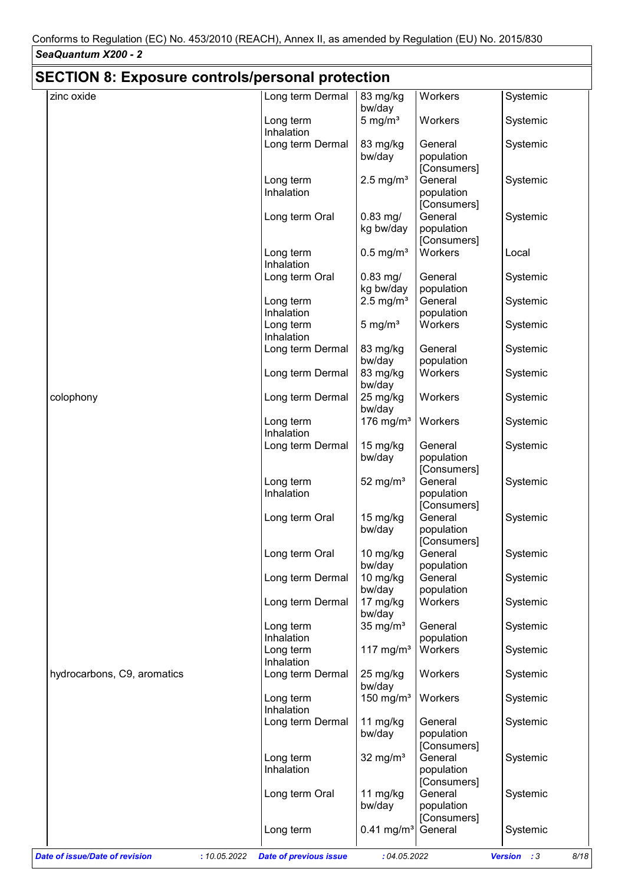## SECTION 8: Exposure controls/personal protection

| | | | | |
|---|---|---|---|---|
| zinc oxide | Long term Dermal | 83 mg/kg bw/day | Workers | Systemic |
| | Long term Inhalation | 5 mg/m³ | Workers | Systemic |
| | Long term Dermal | 83 mg/kg bw/day | General population [Consumers] | Systemic |
| | Long term Inhalation | 2.5 mg/m³ | General population [Consumers] | Systemic |
| | Long term Oral | 0.83 mg/kg bw/day | General population [Consumers] | Systemic |
| | Long term Inhalation | 0.5 mg/m³ | Workers | Local |
| | Long term Oral | 0.83 mg/kg bw/day | General population | Systemic |
| | Long term Inhalation | 2.5 mg/m³ | General population | Systemic |
| | Long term Inhalation | 5 mg/m³ | Workers | Systemic |
| | Long term Dermal | 83 mg/kg bw/day | General population | Systemic |
| | Long term Dermal | 83 mg/kg bw/day | Workers | Systemic |
| colophony | Long term Dermal | 25 mg/kg bw/day | Workers | Systemic |
| | Long term Inhalation | 176 mg/m³ | Workers | Systemic |
| | Long term Dermal | 15 mg/kg bw/day | General population [Consumers] | Systemic |
| | Long term Inhalation | 52 mg/m³ | General population [Consumers] | Systemic |
| | Long term Oral | 15 mg/kg bw/day | General population [Consumers] | Systemic |
| | Long term Oral | 10 mg/kg bw/day | General population | Systemic |
| | Long term Dermal | 10 mg/kg bw/day | General population | Systemic |
| | Long term Dermal | 17 mg/kg bw/day | Workers | Systemic |
| | Long term Inhalation | 35 mg/m³ | General population | Systemic |
| | Long term Inhalation | 117 mg/m³ | Workers | Systemic |
| hydrocarbons, C9, aromatics | Long term Dermal | 25 mg/kg bw/day | Workers | Systemic |
| | Long term Inhalation | 150 mg/m³ | Workers | Systemic |
| | Long term Dermal | 11 mg/kg bw/day | General population [Consumers] | Systemic |
| | Long term Inhalation | 32 mg/m³ | General population [Consumers] | Systemic |
| | Long term Oral | 11 mg/kg bw/day | General population [Consumers] | Systemic |
| | Long term | 0.41 mg/m³ | General | Systemic |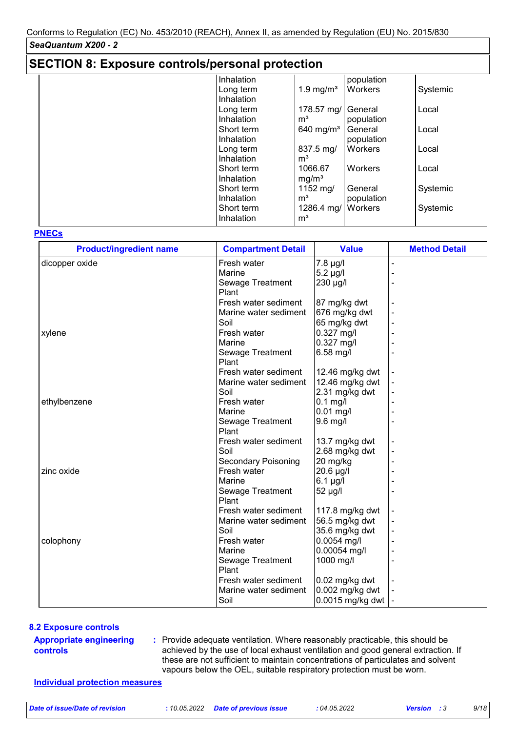## SECTION 8: Exposure controls/personal protection

| | | | | |
|---|---|---|---|---|
| | Inhalation | | population | |
| | Long term Inhalation | 1.9 mg/m³ | Workers | Systemic |
| | Long term Inhalation | 178.57 mg/m³ | General population | Local |
| | Short term Inhalation | 640 mg/m³ | General population | Local |
| | Long term Inhalation | 837.5 mg/m³ | Workers | Local |
| | Short term Inhalation | 1066.67 mg/m³ | Workers | Local |
| | Short term Inhalation | 1152 mg/m³ | General population | Systemic |
| | Short term Inhalation | 1286.4 mg/m³ | Workers | Systemic |

**PNECs**

| Product/ingredient name | Compartment Detail | Value | Method Detail |
|---|---|---|---|
| dicopper oxide | Fresh water | 7.8 µg/l | - |
| | Marine | 5.2 µg/l | - |
| | Sewage Treatment Plant | 230 µg/l | - |
| | Fresh water sediment | 87 mg/kg dwt | - |
| | Marine water sediment | 676 mg/kg dwt | - |
| | Soil | 65 mg/kg dwt | - |
| xylene | Fresh water | 0.327 mg/l | - |
| | Marine | 0.327 mg/l | - |
| | Sewage Treatment Plant | 6.58 mg/l | - |
| | Fresh water sediment | 12.46 mg/kg dwt | - |
| | Marine water sediment | 12.46 mg/kg dwt | - |
| | Soil | 2.31 mg/kg dwt | - |
| ethylbenzene | Fresh water | 0.1 mg/l | - |
| | Marine | 0.01 mg/l | - |
| | Sewage Treatment Plant | 9.6 mg/l | - |
| | Fresh water sediment | 13.7 mg/kg dwt | - |
| | Soil | 2.68 mg/kg dwt | - |
| | Secondary Poisoning | 20 mg/kg | - |
| zinc oxide | Fresh water | 20.6 µg/l | - |
| | Marine | 6.1 µg/l | - |
| | Sewage Treatment Plant | 52 µg/l | - |
| | Fresh water sediment | 117.8 mg/kg dwt | - |
| | Marine water sediment | 56.5 mg/kg dwt | - |
| | Soil | 35.6 mg/kg dwt | - |
| colophony | Fresh water | 0.0054 mg/l | - |
| | Marine | 0.00054 mg/l | - |
| | Sewage Treatment Plant | 1000 mg/l | - |
| | Fresh water sediment | 0.02 mg/kg dwt | - |
| | Marine water sediment | 0.002 mg/kg dwt | - |
| | Soil | 0.0015 mg/kg dwt | - |

### 8.2 Exposure controls

**Appropriate engineering controls** : Provide adequate ventilation. Where reasonably practicable, this should be achieved by the use of local exhaust ventilation and good general extraction. If these are not sufficient to maintain concentrations of particulates and solvent vapours below the OEL, suitable respiratory protection must be worn.

**Individual protection measures**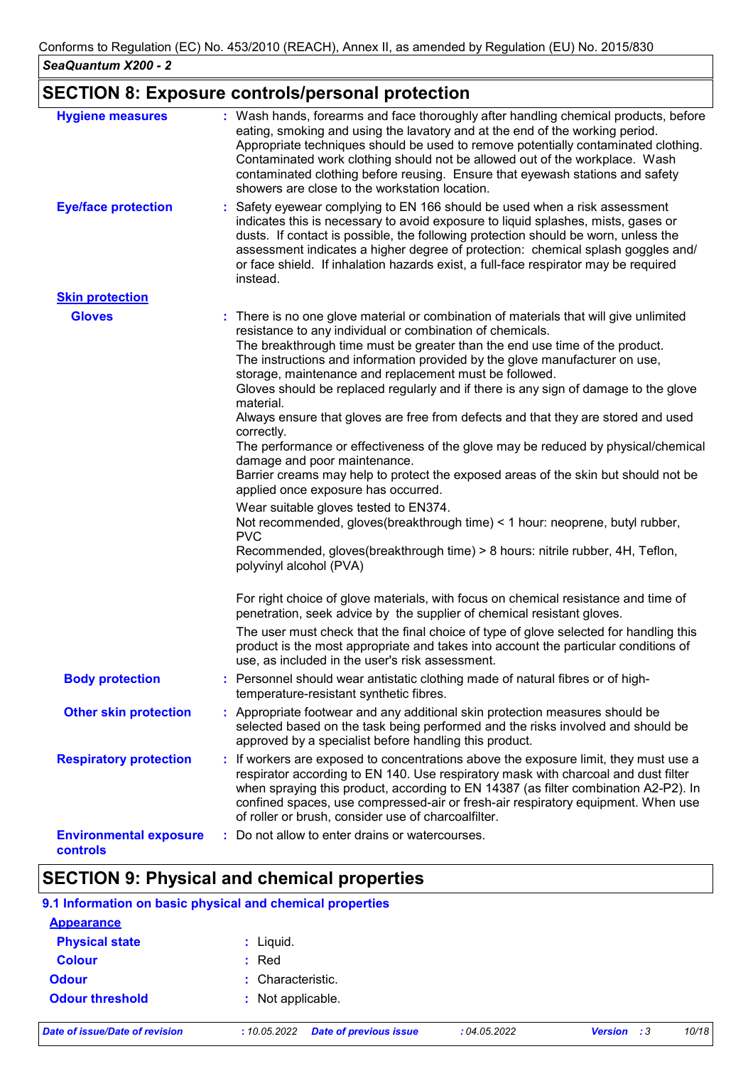## SECTION 8: Exposure controls/personal protection

**Hygiene measures** : Wash hands, forearms and face thoroughly after handling chemical products, before eating, smoking and using the lavatory and at the end of the working period. Appropriate techniques should be used to remove potentially contaminated clothing. Contaminated work clothing should not be allowed out of the workplace. Wash contaminated clothing before reusing. Ensure that eyewash stations and safety showers are close to the workstation location.

**Eye/face protection** : Safety eyewear complying to EN 166 should be used when a risk assessment indicates this is necessary to avoid exposure to liquid splashes, mists, gases or dusts. If contact is possible, the following protection should be worn, unless the assessment indicates a higher degree of protection: chemical splash goggles and/or face shield. If inhalation hazards exist, a full-face respirator may be required instead.

**Skin protection**

**Gloves** : There is no one glove material or combination of materials that will give unlimited resistance to any individual or combination of chemicals.
The breakthrough time must be greater than the end use time of the product.
The instructions and information provided by the glove manufacturer on use, storage, maintenance and replacement must be followed.
Gloves should be replaced regularly and if there is any sign of damage to the glove material.
Always ensure that gloves are free from defects and that they are stored and used correctly.
The performance or effectiveness of the glove may be reduced by physical/chemical damage and poor maintenance.
Barrier creams may help to protect the exposed areas of the skin but should not be applied once exposure has occurred.

Wear suitable gloves tested to EN374.
Not recommended, gloves(breakthrough time) < 1 hour: neoprene, butyl rubber, PVC
Recommended, gloves(breakthrough time) > 8 hours: nitrile rubber, 4H, Teflon, polyvinyl alcohol (PVA)

For right choice of glove materials, with focus on chemical resistance and time of penetration, seek advice by the supplier of chemical resistant gloves.

The user must check that the final choice of type of glove selected for handling this product is the most appropriate and takes into account the particular conditions of use, as included in the user's risk assessment.

**Body protection** : Personnel should wear antistatic clothing made of natural fibres or of high-temperature-resistant synthetic fibres.

**Other skin protection** : Appropriate footwear and any additional skin protection measures should be selected based on the task being performed and the risks involved and should be approved by a specialist before handling this product.

**Respiratory protection** : If workers are exposed to concentrations above the exposure limit, they must use a respirator according to EN 140. Use respiratory mask with charcoal and dust filter when spraying this product, according to EN 14387 (as filter combination A2-P2). In confined spaces, use compressed-air or fresh-air respiratory equipment. When use of roller or brush, consider use of charcoalfilter.

**Environmental exposure controls** : Do not allow to enter drains or watercourses.

## SECTION 9: Physical and chemical properties

### 9.1 Information on basic physical and chemical properties

**Appearance**

**Physical state** : Liquid.

**Colour** : Red

**Odour** : Characteristic.

**Odour threshold** : Not applicable.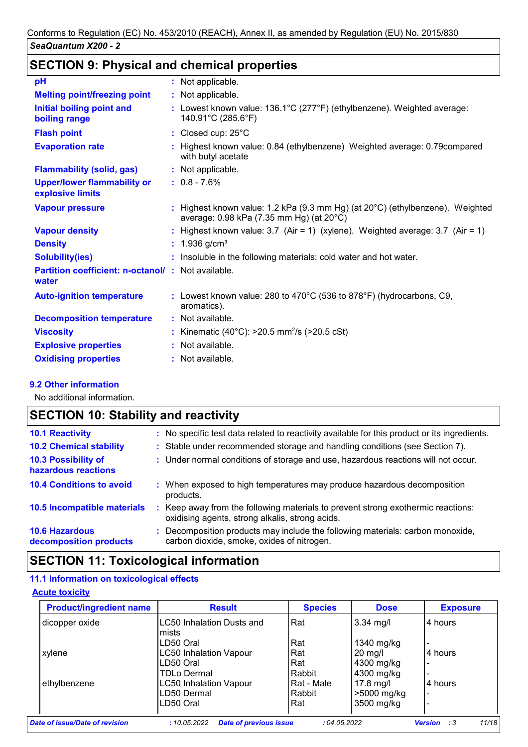## SECTION 9: Physical and chemical properties

| | |
|---|---|
| **pH** | : Not applicable. |
| **Melting point/freezing point** | : Not applicable. |
| **Initial boiling point and boiling range** | : Lowest known value: 136.1°C (277°F) (ethylbenzene). Weighted average: 140.91°C (285.6°F) |
| **Flash point** | : Closed cup: 25°C |
| **Evaporation rate** | : Highest known value: 0.84 (ethylbenzene) Weighted average: 0.79compared with butyl acetate |
| **Flammability (solid, gas)** | : Not applicable. |
| **Upper/lower flammability or explosive limits** | : 0.8 - 7.6% |
| **Vapour pressure** | : Highest known value: 1.2 kPa (9.3 mm Hg) (at 20°C) (ethylbenzene). Weighted average: 0.98 kPa (7.35 mm Hg) (at 20°C) |
| **Vapour density** | : Highest known value: 3.7 (Air = 1) (xylene). Weighted average: 3.7 (Air = 1) |
| **Density** | : 1.936 g/cm³ |
| **Solubility(ies)** | : Insoluble in the following materials: cold water and hot water. |
| **Partition coefficient: n-octanol/ water** | : Not available. |
| **Auto-ignition temperature** | : Lowest known value: 280 to 470°C (536 to 878°F) (hydrocarbons, C9, aromatics). |
| **Decomposition temperature** | : Not available. |
| **Viscosity** | : Kinematic (40°C): >20.5 mm²/s (>20.5 cSt) |
| **Explosive properties** | : Not available. |
| **Oxidising properties** | : Not available. |

### 9.2 Other information

No additional information.

## SECTION 10: Stability and reactivity

| | |
|---|---|
| **10.1 Reactivity** | : No specific test data related to reactivity available for this product or its ingredients. |
| **10.2 Chemical stability** | : Stable under recommended storage and handling conditions (see Section 7). |
| **10.3 Possibility of hazardous reactions** | : Under normal conditions of storage and use, hazardous reactions will not occur. |
| **10.4 Conditions to avoid** | : When exposed to high temperatures may produce hazardous decomposition products. |
| **10.5 Incompatible materials** | : Keep away from the following materials to prevent strong exothermic reactions: oxidising agents, strong alkalis, strong acids. |
| **10.6 Hazardous decomposition products** | : Decomposition products may include the following materials: carbon monoxide, carbon dioxide, smoke, oxides of nitrogen. |

## SECTION 11: Toxicological information

### 11.1 Information on toxicological effects

**Acute toxicity**

| Product/ingredient name | Result | Species | Dose | Exposure |
|---|---|---|---|---|
| dicopper oxide | LC50 Inhalation Dusts and mists | Rat | 3.34 mg/l | 4 hours |
| | LD50 Oral | Rat | 1340 mg/kg | - |
| xylene | LC50 Inhalation Vapour | Rat | 20 mg/l | 4 hours |
| | LD50 Oral | Rat | 4300 mg/kg | - |
| | TDLo Dermal | Rabbit | 4300 mg/kg | - |
| ethylbenzene | LC50 Inhalation Vapour | Rat - Male | 17.8 mg/l | 4 hours |
| | LD50 Dermal | Rabbit | >5000 mg/kg | - |
| | LD50 Oral | Rat | 3500 mg/kg | - |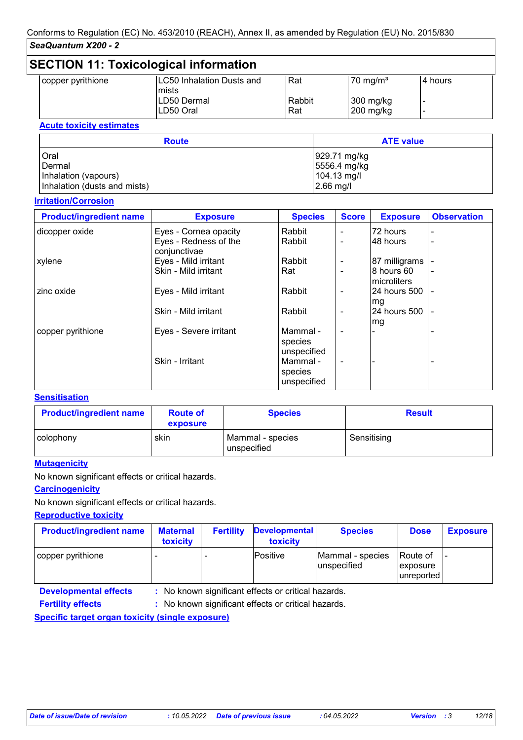## SECTION 11: Toxicological information

| | | | | |
|---|---|---|---|---|
| copper pyrithione | LC50 Inhalation Dusts and mists | Rat | 70 mg/m³ | 4 hours |
| | LD50 Dermal | Rabbit | 300 mg/kg | - |
| | LD50 Oral | Rat | 200 mg/kg | - |

**Acute toxicity estimates**

| Route | ATE value |
|---|---|
| Oral | 929.71 mg/kg |
| Dermal | 5556.4 mg/kg |
| Inhalation (vapours) | 104.13 mg/l |
| Inhalation (dusts and mists) | 2.66 mg/l |

**Irritation/Corrosion**

| Product/ingredient name | Exposure | Species | Score | Exposure | Observation |
|---|---|---|---|---|---|
| dicopper oxide | Eyes - Cornea opacity | Rabbit | - | 72 hours | - |
| | Eyes - Redness of the conjunctivae | Rabbit | - | 48 hours | - |
| xylene | Eyes - Mild irritant | Rabbit | - | 87 milligrams | - |
| | Skin - Mild irritant | Rat | - | 8 hours 60 microliters | - |
| zinc oxide | Eyes - Mild irritant | Rabbit | - | 24 hours 500 mg | - |
| | Skin - Mild irritant | Rabbit | - | 24 hours 500 mg | - |
| copper pyrithione | Eyes - Severe irritant | Mammal - species unspecified | - | - | - |
| | Skin - Irritant | Mammal - species unspecified | - | - | - |

**Sensitisation**

| Product/ingredient name | Route of exposure | Species | Result |
|---|---|---|---|
| colophony | skin | Mammal - species unspecified | Sensitising |

**Mutagenicity**

No known significant effects or critical hazards.

**Carcinogenicity**

No known significant effects or critical hazards.

**Reproductive toxicity**

| Product/ingredient name | Maternal toxicity | Fertility | Developmental toxicity | Species | Dose | Exposure |
|---|---|---|---|---|---|---|
| copper pyrithione | - | - | Positive | Mammal - species unspecified | Route of exposure unreported | - |

**Developmental effects** : No known significant effects or critical hazards.

**Fertility effects** : No known significant effects or critical hazards.

**Specific target organ toxicity (single exposure)**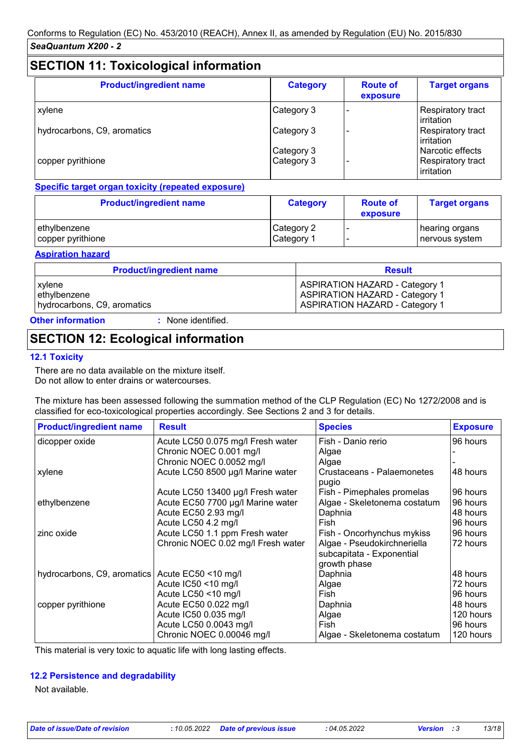## SECTION 11: Toxicological information

| Product/ingredient name | Category | Route of exposure | Target organs |
|---|---|---|---|
| xylene | Category 3 | - | Respiratory tract irritation |
| hydrocarbons, C9, aromatics | Category 3 | - | Respiratory tract irritation |
| | Category 3 | | Narcotic effects |
| copper pyrithione | Category 3 | - | Respiratory tract irritation |

**Specific target organ toxicity (repeated exposure)**

| Product/ingredient name | Category | Route of exposure | Target organs |
|---|---|---|---|
| ethylbenzene | Category 2 | - | hearing organs |
| copper pyrithione | Category 1 | - | nervous system |

**Aspiration hazard**

| Product/ingredient name | Result |
|---|---|
| xylene | ASPIRATION HAZARD - Category 1 |
| ethylbenzene | ASPIRATION HAZARD - Category 1 |
| hydrocarbons, C9, aromatics | ASPIRATION HAZARD - Category 1 |

**Other information** : None identified.

## SECTION 12: Ecological information

### 12.1 Toxicity

There are no data available on the mixture itself.
Do not allow to enter drains or watercourses.

The mixture has been assessed following the summation method of the CLP Regulation (EC) No 1272/2008 and is classified for eco-toxicological properties accordingly. See Sections 2 and 3 for details.

| Product/ingredient name | Result | Species | Exposure |
|---|---|---|---|
| dicopper oxide | Acute LC50 0.075 mg/l Fresh water | Fish - Danio rerio | 96 hours |
| | Chronic NOEC 0.001 mg/l | Algae | - |
| | Chronic NOEC 0.0052 mg/l | Algae | - |
| xylene | Acute LC50 8500 µg/l Marine water | Crustaceans - Palaemonetes pugio | 48 hours |
| | Acute LC50 13400 µg/l Fresh water | Fish - Pimephales promelas | 96 hours |
| ethylbenzene | Acute EC50 7700 µg/l Marine water | Algae - Skeletonema costatum | 96 hours |
| | Acute EC50 2.93 mg/l | Daphnia | 48 hours |
| | Acute LC50 4.2 mg/l | Fish | 96 hours |
| zinc oxide | Acute LC50 1.1 ppm Fresh water | Fish - Oncorhynchus mykiss | 96 hours |
| | Chronic NOEC 0.02 mg/l Fresh water | Algae - Pseudokirchneriella subcapitata - Exponential growth phase | 72 hours |
| hydrocarbons, C9, aromatics | Acute EC50 <10 mg/l | Daphnia | 48 hours |
| | Acute IC50 <10 mg/l | Algae | 72 hours |
| | Acute LC50 <10 mg/l | Fish | 96 hours |
| copper pyrithione | Acute EC50 0.022 mg/l | Daphnia | 48 hours |
| | Acute IC50 0.035 mg/l | Algae | 120 hours |
| | Acute LC50 0.0043 mg/l | Fish | 96 hours |
| | Chronic NOEC 0.00046 mg/l | Algae - Skeletonema costatum | 120 hours |

This material is very toxic to aquatic life with long lasting effects.

### 12.2 Persistence and degradability

Not available.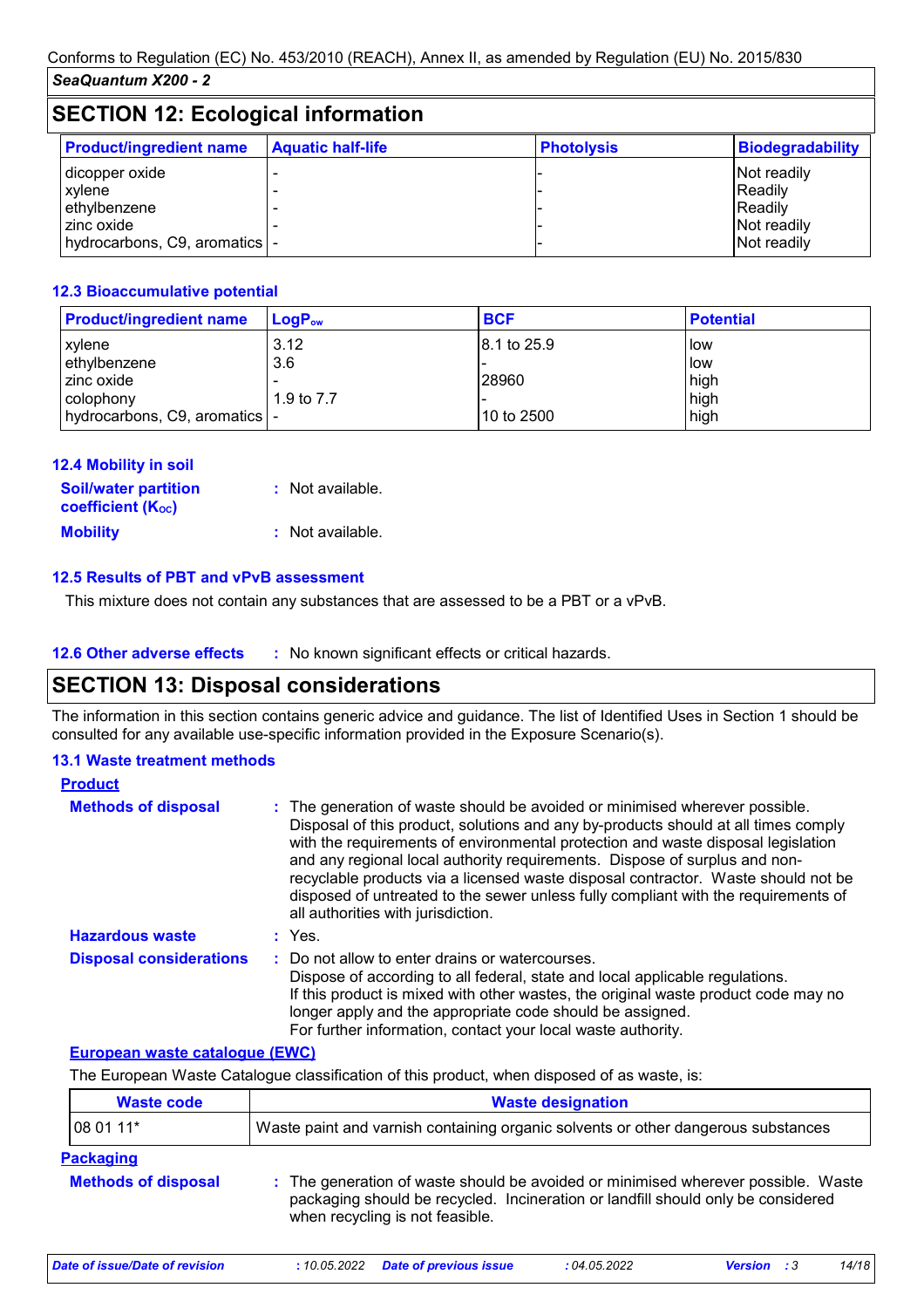## SECTION 12: Ecological information

| Product/ingredient name | Aquatic half-life | Photolysis | Biodegradability |
|---|---|---|---|
| dicopper oxide | - | - | Not readily |
| xylene | - | - | Readily |
| ethylbenzene | - | - | Readily |
| zinc oxide | - | - | Not readily |
| hydrocarbons, C9, aromatics | - | - | Not readily |

### 12.3 Bioaccumulative potential

| Product/ingredient name | $LogP_{ow}$ | BCF | Potential |
|---|---|---|---|
| xylene | 3.12 | 8.1 to 25.9 | low |
| ethylbenzene | 3.6 | - | low |
| zinc oxide | - | 28960 | high |
| colophony | 1.9 to 7.7 | - | high |
| hydrocarbons, C9, aromatics | - | 10 to 2500 | high |

### 12.4 Mobility in soil

**Soil/water partition coefficient ($K_{OC}$)** : Not available.

**Mobility** : Not available.

### 12.5 Results of PBT and vPvB assessment

This mixture does not contain any substances that are assessed to be a PBT or a vPvB.

### 12.6 Other adverse effects

: No known significant effects or critical hazards.

## SECTION 13: Disposal considerations

The information in this section contains generic advice and guidance. The list of Identified Uses in Section 1 should be consulted for any available use-specific information provided in the Exposure Scenario(s).

### 13.1 Waste treatment methods

**Product**

**Methods of disposal** : The generation of waste should be avoided or minimised wherever possible. Disposal of this product, solutions and any by-products should at all times comply with the requirements of environmental protection and waste disposal legislation and any regional local authority requirements. Dispose of surplus and non-recyclable products via a licensed waste disposal contractor. Waste should not be disposed of untreated to the sewer unless fully compliant with the requirements of all authorities with jurisdiction.

**Hazardous waste** : Yes.

**Disposal considerations** : Do not allow to enter drains or watercourses.
Dispose of according to all federal, state and local applicable regulations.
If this product is mixed with other wastes, the original waste product code may no longer apply and the appropriate code should be assigned.
For further information, contact your local waste authority.

**European waste catalogue (EWC)**

The European Waste Catalogue classification of this product, when disposed of as waste, is:

| Waste code | Waste designation |
|---|---|
| 08 01 11* | Waste paint and varnish containing organic solvents or other dangerous substances |

**Packaging**

**Methods of disposal** : The generation of waste should be avoided or minimised wherever possible. Waste packaging should be recycled. Incineration or landfill should only be considered when recycling is not feasible.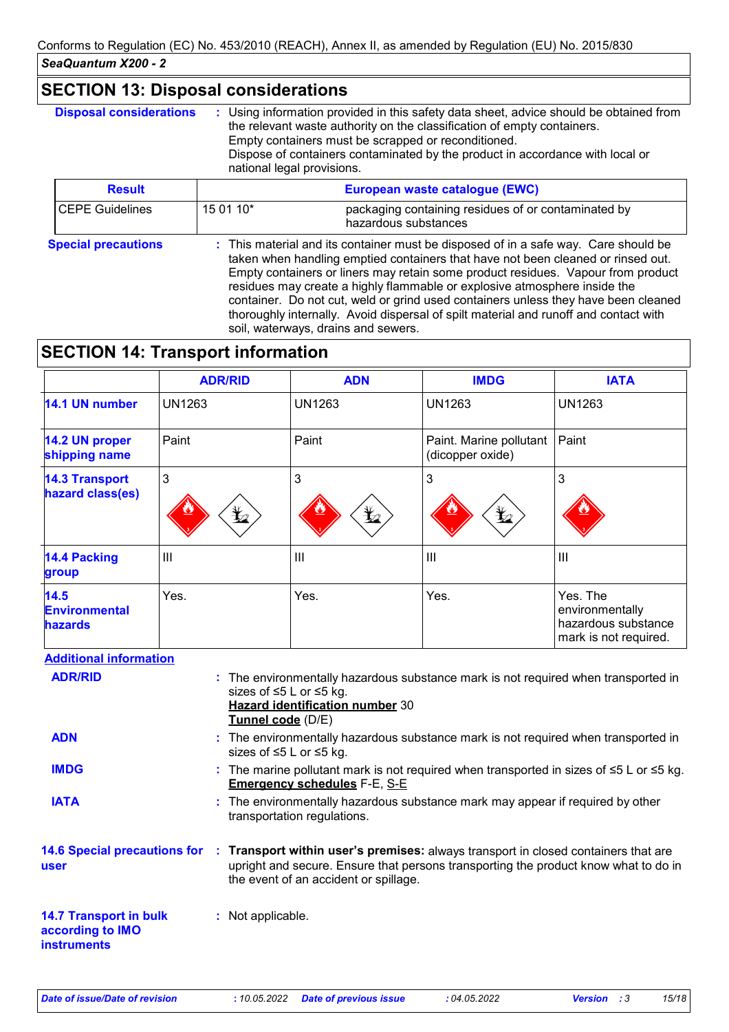Conforms to Regulation (EC) No. 453/2010 (REACH), Annex II, as amended by Regulation (EU) No. 2015/830

***SeaQuantum X200 - 2***

## SECTION 13: Disposal considerations

**Disposal considerations** : Using information provided in this safety data sheet, advice should be obtained from the relevant waste authority on the classification of empty containers. Empty containers must be scrapped or reconditioned. Dispose of containers contaminated by the product in accordance with local or national legal provisions.

| Result | European waste catalogue (EWC) | |
|---|---|---|
| CEPE Guidelines | 15 01 10* | packaging containing residues of or contaminated by hazardous substances |

**Special precautions** : This material and its container must be disposed of in a safe way. Care should be taken when handling emptied containers that have not been cleaned or rinsed out. Empty containers or liners may retain some product residues. Vapour from product residues may create a highly flammable or explosive atmosphere inside the container. Do not cut, weld or grind used containers unless they have been cleaned thoroughly internally. Avoid dispersal of spilt material and runoff and contact with soil, waterways, drains and sewers.

## SECTION 14: Transport information

| | ADR/RID | ADN | IMDG | IATA |
|---|---|---|---|---|
| **14.1 UN number** | UN1263 | UN1263 | UN1263 | UN1263 |
| **14.2 UN proper shipping name** | Paint | Paint | Paint. Marine pollutant (dicopper oxide) | Paint |
| **14.3 Transport hazard class(es)** | 3 | 3 | 3 | 3 |
| **14.4 Packing group** | III | III | III | III |
| **14.5 Environmental hazards** | Yes. | Yes. | Yes. | Yes. The environmentally hazardous substance mark is not required. |

**Additional information**

**ADR/RID** : The environmentally hazardous substance mark is not required when transported in sizes of ≤5 L or ≤5 kg.
**Hazard identification number** 30
**Tunnel code** (D/E)

**ADN** : The environmentally hazardous substance mark is not required when transported in sizes of ≤5 L or ≤5 kg.

**IMDG** : The marine pollutant mark is not required when transported in sizes of ≤5 L or ≤5 kg.
**Emergency schedules** F-E, S-E

**IATA** : The environmentally hazardous substance mark may appear if required by other transportation regulations.

**14.6 Special precautions for user** : **Transport within user's premises:** always transport in closed containers that are upright and secure. Ensure that persons transporting the product know what to do in the event of an accident or spillage.

**14.7 Transport in bulk according to IMO instruments** : Not applicable.

*Date of issue/Date of revision : 10.05.2022 Date of previous issue : 04.05.2022 Version : 3*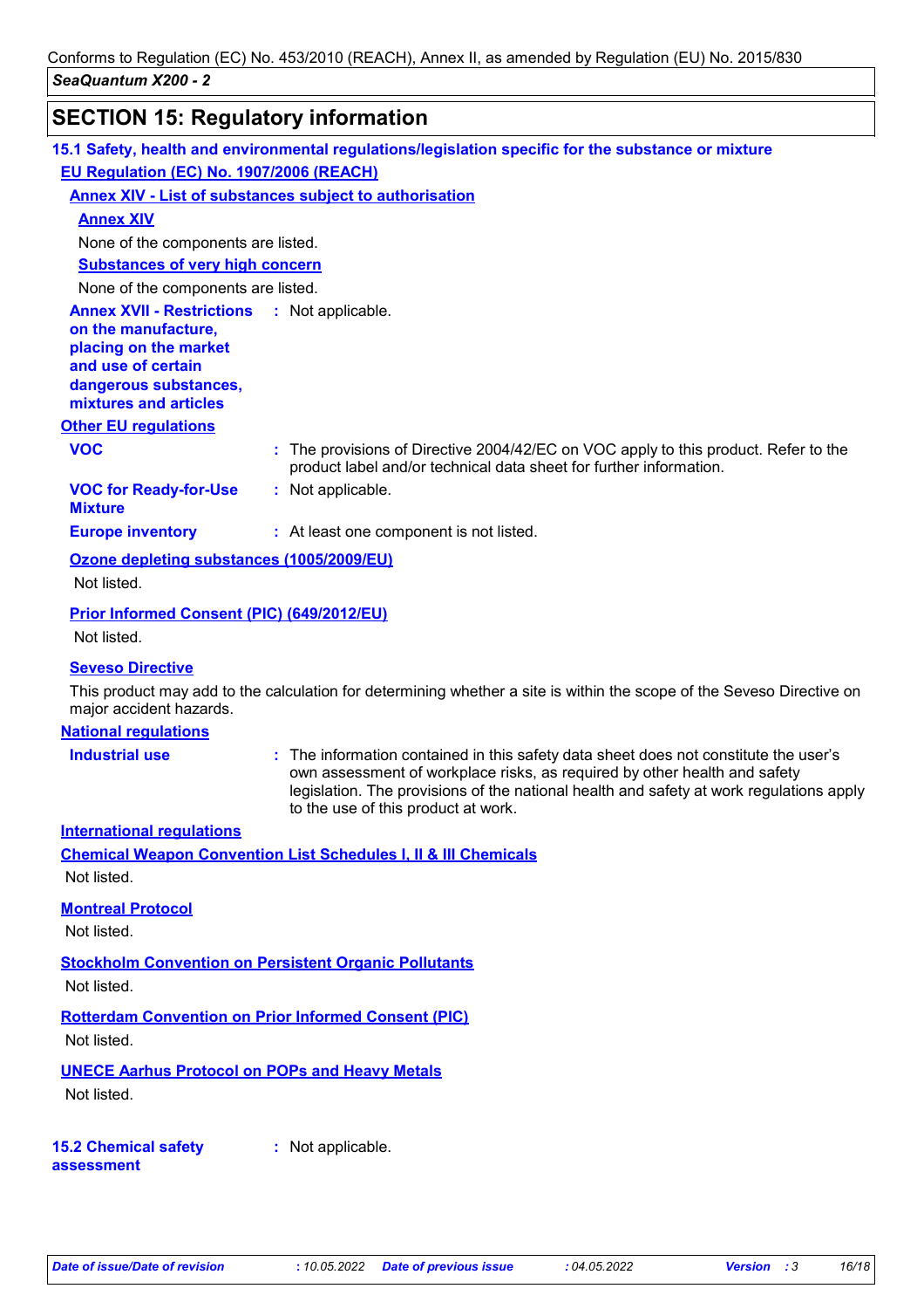## SECTION 15: Regulatory information

### 15.1 Safety, health and environmental regulations/legislation specific for the substance or mixture

**EU Regulation (EC) No. 1907/2006 (REACH)**

**Annex XIV - List of substances subject to authorisation**

**Annex XIV**

None of the components are listed.

**Substances of very high concern**

None of the components are listed.

**Annex XVII - Restrictions on the manufacture, placing on the market and use of certain dangerous substances, mixtures and articles** : Not applicable.

**Other EU regulations**

**VOC** : The provisions of Directive 2004/42/EC on VOC apply to this product. Refer to the product label and/or technical data sheet for further information.

**VOC for Ready-for-Use Mixture** : Not applicable.

**Europe inventory** : At least one component is not listed.

**Ozone depleting substances (1005/2009/EU)**

Not listed.

**Prior Informed Consent (PIC) (649/2012/EU)**

Not listed.

**Seveso Directive**

This product may add to the calculation for determining whether a site is within the scope of the Seveso Directive on major accident hazards.

**National regulations**

**Industrial use** : The information contained in this safety data sheet does not constitute the user's own assessment of workplace risks, as required by other health and safety legislation. The provisions of the national health and safety at work regulations apply to the use of this product at work.

**International regulations**

**Chemical Weapon Convention List Schedules I, II & III Chemicals**

Not listed.

**Montreal Protocol**

Not listed.

**Stockholm Convention on Persistent Organic Pollutants**

Not listed.

**Rotterdam Convention on Prior Informed Consent (PIC)**

Not listed.

**UNECE Aarhus Protocol on POPs and Heavy Metals**

Not listed.

### 15.2 Chemical safety assessment : Not applicable.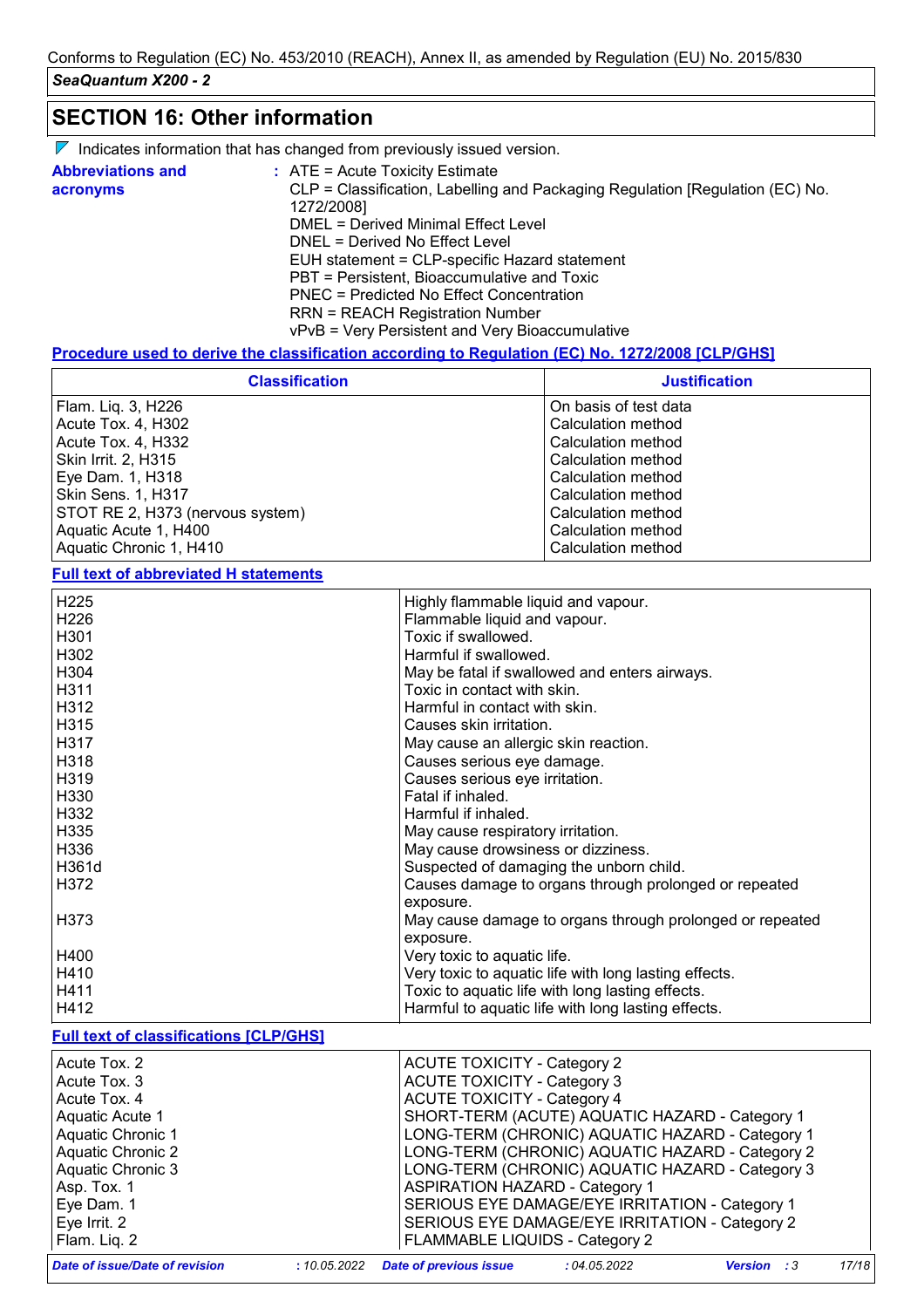## SECTION 16: Other information

▼ Indicates information that has changed from previously issued version.

**Abbreviations and acronyms** : ATE = Acute Toxicity Estimate
CLP = Classification, Labelling and Packaging Regulation [Regulation (EC) No. 1272/2008]
DMEL = Derived Minimal Effect Level
DNEL = Derived No Effect Level
EUH statement = CLP-specific Hazard statement
PBT = Persistent, Bioaccumulative and Toxic
PNEC = Predicted No Effect Concentration
RRN = REACH Registration Number
vPvB = Very Persistent and Very Bioaccumulative

**Procedure used to derive the classification according to Regulation (EC) No. 1272/2008 [CLP/GHS]**

| Classification | Justification |
|---|---|
| Flam. Liq. 3, H226 | On basis of test data |
| Acute Tox. 4, H302 | Calculation method |
| Acute Tox. 4, H332 | Calculation method |
| Skin Irrit. 2, H315 | Calculation method |
| Eye Dam. 1, H318 | Calculation method |
| Skin Sens. 1, H317 | Calculation method |
| STOT RE 2, H373 (nervous system) | Calculation method |
| Aquatic Acute 1, H400 | Calculation method |
| Aquatic Chronic 1, H410 | Calculation method |

**Full text of abbreviated H statements**

| | |
|---|---|
| H225 | Highly flammable liquid and vapour. |
| H226 | Flammable liquid and vapour. |
| H301 | Toxic if swallowed. |
| H302 | Harmful if swallowed. |
| H304 | May be fatal if swallowed and enters airways. |
| H311 | Toxic in contact with skin. |
| H312 | Harmful in contact with skin. |
| H315 | Causes skin irritation. |
| H317 | May cause an allergic skin reaction. |
| H318 | Causes serious eye damage. |
| H319 | Causes serious eye irritation. |
| H330 | Fatal if inhaled. |
| H332 | Harmful if inhaled. |
| H335 | May cause respiratory irritation. |
| H336 | May cause drowsiness or dizziness. |
| H361d | Suspected of damaging the unborn child. |
| H372 | Causes damage to organs through prolonged or repeated exposure. |
| H373 | May cause damage to organs through prolonged or repeated exposure. |
| H400 | Very toxic to aquatic life. |
| H410 | Very toxic to aquatic life with long lasting effects. |
| H411 | Toxic to aquatic life with long lasting effects. |
| H412 | Harmful to aquatic life with long lasting effects. |

**Full text of classifications [CLP/GHS]**

| | |
|---|---|
| Acute Tox. 2 | ACUTE TOXICITY - Category 2 |
| Acute Tox. 3 | ACUTE TOXICITY - Category 3 |
| Acute Tox. 4 | ACUTE TOXICITY - Category 4 |
| Aquatic Acute 1 | SHORT-TERM (ACUTE) AQUATIC HAZARD - Category 1 |
| Aquatic Chronic 1 | LONG-TERM (CHRONIC) AQUATIC HAZARD - Category 1 |
| Aquatic Chronic 2 | LONG-TERM (CHRONIC) AQUATIC HAZARD - Category 2 |
| Aquatic Chronic 3 | LONG-TERM (CHRONIC) AQUATIC HAZARD - Category 3 |
| Asp. Tox. 1 | ASPIRATION HAZARD - Category 1 |
| Eye Dam. 1 | SERIOUS EYE DAMAGE/EYE IRRITATION - Category 1 |
| Eye Irrit. 2 | SERIOUS EYE DAMAGE/EYE IRRITATION - Category 2 |
| Flam. Liq. 2 | FLAMMABLE LIQUIDS - Category 2 |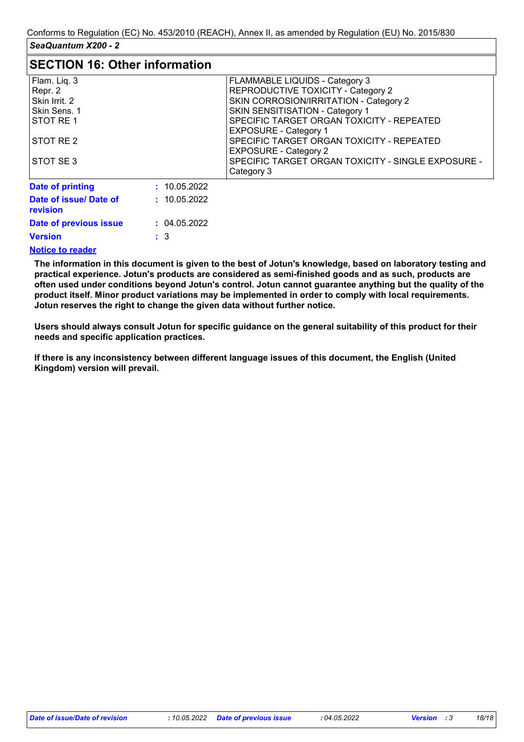## SECTION 16: Other information

| | |
|---|---|
| Flam. Liq. 3 | FLAMMABLE LIQUIDS - Category 3 |
| Repr. 2 | REPRODUCTIVE TOXICITY - Category 2 |
| Skin Irrit. 2 | SKIN CORROSION/IRRITATION - Category 2 |
| Skin Sens. 1 | SKIN SENSITISATION - Category 1 |
| STOT RE 1 | SPECIFIC TARGET ORGAN TOXICITY - REPEATED EXPOSURE - Category 1 |
| STOT RE 2 | SPECIFIC TARGET ORGAN TOXICITY - REPEATED EXPOSURE - Category 2 |
| STOT SE 3 | SPECIFIC TARGET ORGAN TOXICITY - SINGLE EXPOSURE - Category 3 |

**Date of printing** : 10.05.2022

**Date of issue/ Date of revision** : 10.05.2022

**Date of previous issue** : 04.05.2022

**Version** : 3

**Notice to reader**

**The information in this document is given to the best of Jotun's knowledge, based on laboratory testing and practical experience. Jotun's products are considered as semi-finished goods and as such, products are often used under conditions beyond Jotun's control. Jotun cannot guarantee anything but the quality of the product itself. Minor product variations may be implemented in order to comply with local requirements. Jotun reserves the right to change the given data without further notice.**

**Users should always consult Jotun for specific guidance on the general suitability of this product for their needs and specific application practices.**

**If there is any inconsistency between different language issues of this document, the English (United Kingdom) version will prevail.**